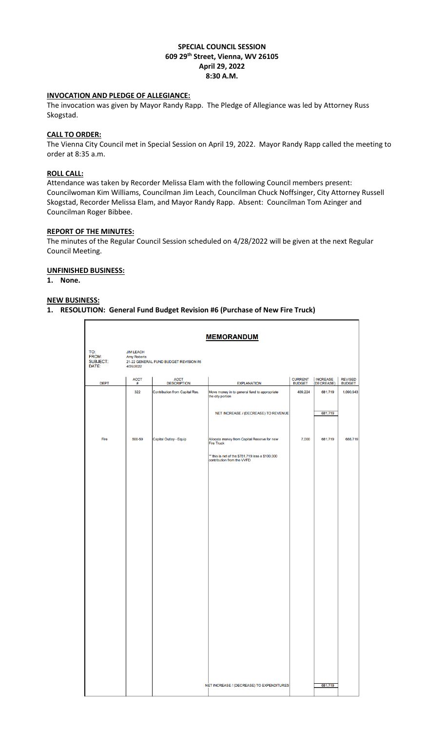**SPECIAL COUNCIL SESSION**
**609 29th Street, Vienna, WV 26105**
**April 29, 2022**
**8:30 A.M.**

## INVOCATION AND PLEDGE OF ALLEGIANCE:

The invocation was given by Mayor Randy Rapp. The Pledge of Allegiance was led by Attorney Russ Skogstad.

## CALL TO ORDER:

The Vienna City Council met in Special Session on April 19, 2022. Mayor Randy Rapp called the meeting to order at 8:35 a.m.

## ROLL CALL:

Attendance was taken by Recorder Melissa Elam with the following Council members present: Councilwoman Kim Williams, Councilman Jim Leach, Councilman Chuck Noffsinger, City Attorney Russell Skogstad, Recorder Melissa Elam, and Mayor Randy Rapp. Absent: Councilman Tom Azinger and Councilman Roger Bibbee.

## REPORT OF THE MINUTES:

The minutes of the Regular Council Session scheduled on 4/28/2022 will be given at the next Regular Council Meeting.

## UNFINISHED BUSINESS:

1. None.

## NEW BUSINESS:

1. **RESOLUTION: General Fund Budget Revision #6 (Purchase of New Fire Truck)**

**MEMORANDUM**

TO: JIM LEACH
FROM: Amy Roberts
SUBJECT: 21-22 GENERAL FUND BUDGET REVISION #6
DATE: 4/26/2022

| DEPT | ACCT # | ACCT DESCRIPTION | EXPLANATION | CURRENT BUDGET | INCREASE (DECREASE) | REVISED BUDGET |
|---|---|---|---|---|---|---|
| | 322 | Contribution from Capital Res. | Move money in to general fund to appropriate the city portion | 409,224 | 681,719 | 1,090,943 |
| | | | NET INCREASE / (DECREASE) TO REVENUE | | 681,719 | |
| Fire | 500-59 | Capital Outlay - Equip | Allocate money from Capital Reserve for new Fire Truck | 7,000 | 681,719 | 688,719 |
| | | | ** this is net of the $781,719 less a $100,000 contribution from the VVFD | | | |
| | | | NET INCREASE / (DECREASE) TO EXPENDITURES | | 681,719 | |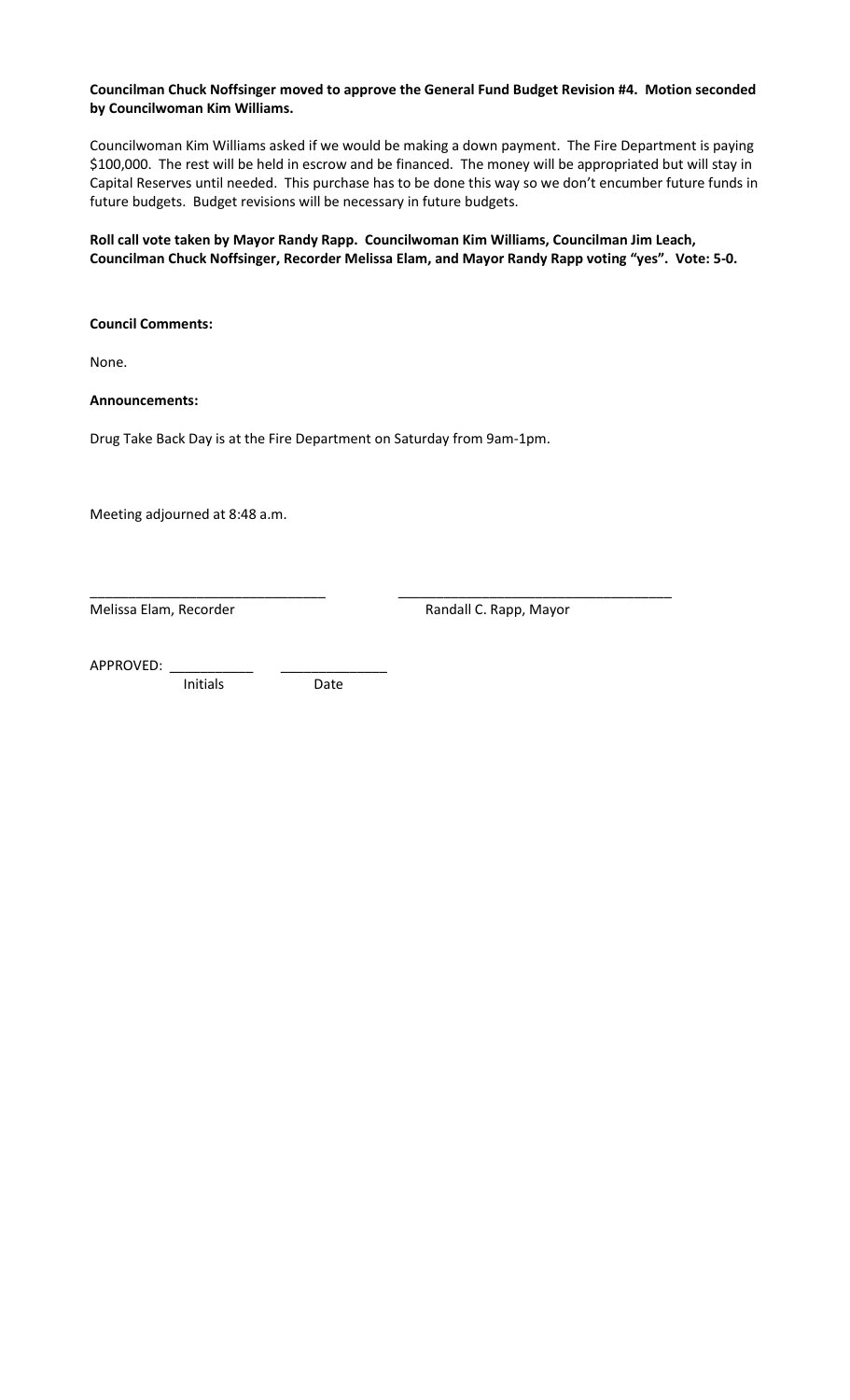**Councilman Chuck Noffsinger moved to approve the General Fund Budget Revision #4. Motion seconded by Councilwoman Kim Williams.**

Councilwoman Kim Williams asked if we would be making a down payment. The Fire Department is paying $100,000. The rest will be held in escrow and be financed. The money will be appropriated but will stay in Capital Reserves until needed. This purchase has to be done this way so we don't encumber future funds in future budgets. Budget revisions will be necessary in future budgets.

**Roll call vote taken by Mayor Randy Rapp. Councilwoman Kim Williams, Councilman Jim Leach, Councilman Chuck Noffsinger, Recorder Melissa Elam, and Mayor Randy Rapp voting "yes". Vote: 5-0.**

**Council Comments:**

None.

**Announcements:**

Drug Take Back Day is at the Fire Department on Saturday from 9am-1pm.

Meeting adjourned at 8:48 a.m.

______________________________ ___________________________________

Melissa Elam, Recorder Randall C. Rapp, Mayor

APPROVED: ___________ ______________

Initials Date